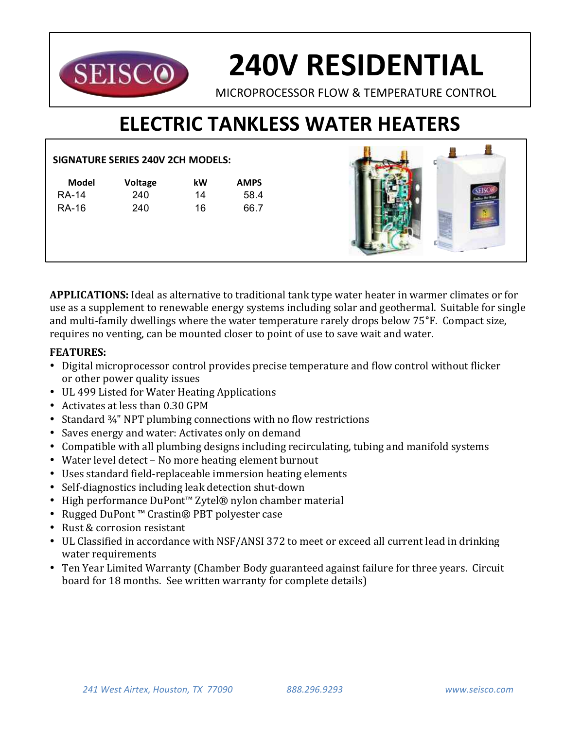# 240V RESIDENTIAL

MICROPROCESSOR FLOW & TEMPERATURE CONTROL

# ELECTRIC TANKLESS WATER HEATERS

**SIGNATURE SERIES 240V 2CH MODELS:**

| Model | Voltage | kW | AMPS |
|---|---|---|---|
| RA-14 | 240 | 14 | 58.4 |
| RA-16 | 240 | 16 | 66.7 |

**APPLICATIONS:** Ideal as alternative to traditional tank type water heater in warmer climates or for use as a supplement to renewable energy systems including solar and geothermal. Suitable for single and multi-family dwellings where the water temperature rarely drops below 75°F. Compact size, requires no venting, can be mounted closer to point of use to save wait and water.

**FEATURES:**

- Digital microprocessor control provides precise temperature and flow control without flicker or other power quality issues
- UL 499 Listed for Water Heating Applications
- Activates at less than 0.30 GPM
- Standard ¾" NPT plumbing connections with no flow restrictions
- Saves energy and water: Activates only on demand
- Compatible with all plumbing designs including recirculating, tubing and manifold systems
- Water level detect – No more heating element burnout
- Uses standard field-replaceable immersion heating elements
- Self-diagnostics including leak detection shut-down
- High performance DuPont™ Zytel® nylon chamber material
- Rugged DuPont ™ Crastin® PBT polyester case
- Rust & corrosion resistant
- UL Classified in accordance with NSF/ANSI 372 to meet or exceed all current lead in drinking water requirements
- Ten Year Limited Warranty (Chamber Body guaranteed against failure for three years. Circuit board for 18 months. See written warranty for complete details)

*241 West Airtex, Houston, TX 77090* *888.296.9293* *www.seisco.com*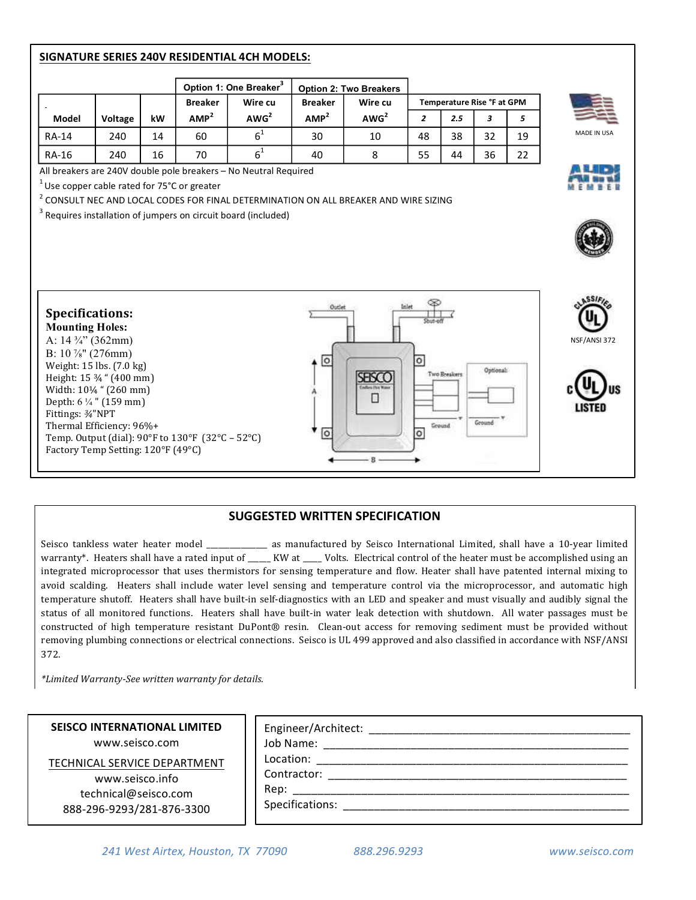## SIGNATURE SERIES 240V RESIDENTIAL 4CH MODELS:

| | | | Option 1: One Breaker[3] | | Option 2: Two Breakers | | Temperature Rise °F at GPM | | | |
|---|---|---|---|---|---|---|---|---|---|---|
| Model | Voltage | kW | Breaker AMP[2] | Wire cu AWG[2] | Breaker AMP[2] | Wire cu AWG[2] | 2 | 2.5 | 3 | 5 |
| RA-14 | 240 | 14 | 60 | 6[1] | 30 | 10 | 48 | 38 | 32 | 19 |
| RA-16 | 240 | 16 | 70 | 6[1] | 40 | 8 | 55 | 44 | 36 | 22 |

All breakers are 240V double pole breakers – No Neutral Required

[1] Use copper cable rated for 75°C or greater

[2] CONSULT NEC AND LOCAL CODES FOR FINAL DETERMINATION ON ALL BREAKER AND WIRE SIZING

[3] Requires installation of jumpers on circuit board (included)

MADE IN USA

NSF/ANSI 372

### Specifications:

**Mounting Holes:**
A: 14 ¼" (362mm)
B: 10 ⅞" (276mm)
Weight: 15 lbs. (7.0 kg)
Height: 15 ¾ " (400 mm)
Width: 10¼ " (260 mm)
Depth: 6 ¼ " (159 mm)
Fittings: ¾"NPT
Thermal Efficiency: 96%+
Temp. Output (dial): 90°F to 130°F (32°C – 52°C)
Factory Temp Setting: 120°F (49°C)

Outlet
Inlet
Shut-off
Two Breakers
Optional:
Ground
Ground
A
B

## SUGGESTED WRITTEN SPECIFICATION

Seisco tankless water heater model _____________ as manufactured by Seisco International Limited, shall have a 10-year limited warranty*. Heaters shall have a rated input of _____ KW at ____ Volts. Electrical control of the heater must be accomplished using an integrated microprocessor that uses thermistors for sensing temperature and flow. Heater shall have patented internal mixing to avoid scalding. Heaters shall include water level sensing and temperature control via the microprocessor, and automatic high temperature shutoff. Heaters shall have built-in self-diagnostics with an LED and speaker and must visually and audibly signal the status of all monitored functions. Heaters shall have built-in water leak detection with shutdown. All water passages must be constructed of high temperature resistant DuPont® resin. Clean-out access for removing sediment must be provided without removing plumbing connections or electrical connections. Seisco is UL 499 approved and also classified in accordance with NSF/ANSI 372.

*\*Limited Warranty-See written warranty for details.*

**SEISCO INTERNATIONAL LIMITED**
www.seisco.com

TECHNICAL SERVICE DEPARTMENT
www.seisco.info
technical@seisco.com
888-296-9293/281-876-3300

Engineer/Architect: ____________________________________________
Job Name: ____________________________________________________
Location: _____________________________________________________
Contractor: ___________________________________________________
Rep: ________________________________________________________
Specifications: _________________________________________________

*241 West Airtex, Houston, TX 77090* *888.296.9293* *www.seisco.com*